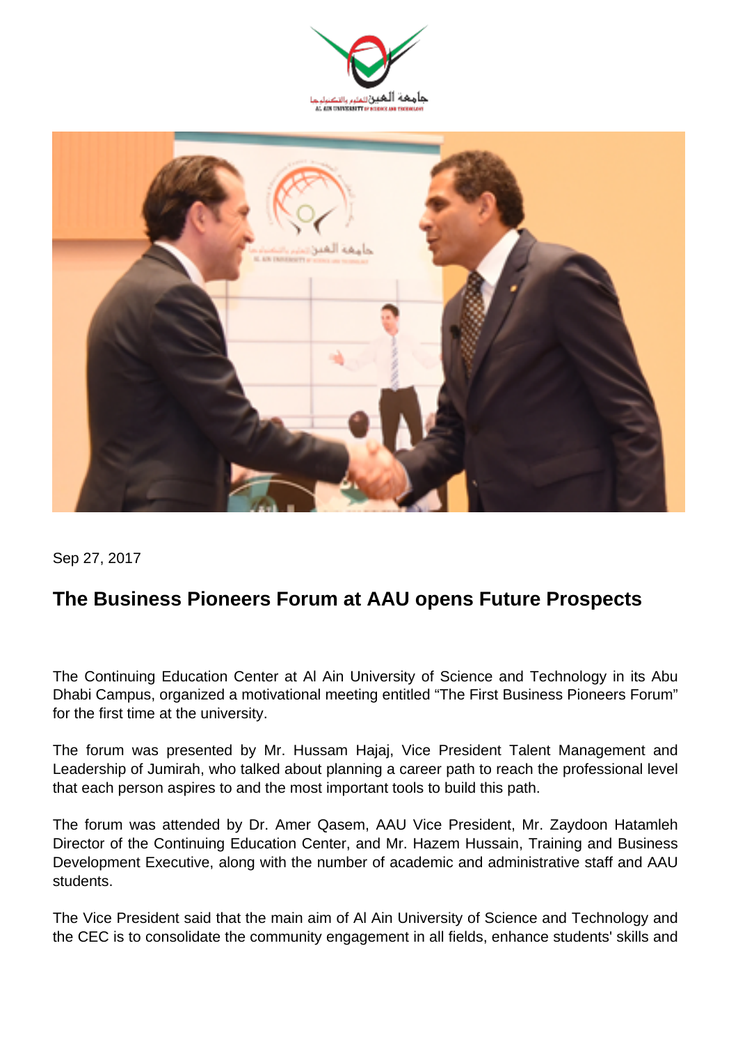Sep 27, 2017

# The Business Pioneers Forum at AAU opens Future Prospects

The Continuing Education Center at Al Ain University of Science and Technology in its Abu Dhabi Campus, organized a motivational meeting entitled “The First Business Pioneers Forum” for the first time at the university.

The forum was presented by Mr. Hussam Hajaj, Vice President Talent Management and Leadership of Jumirah, who talked about planning a career path to reach the professional level that each person aspires to and the most important tools to build this path.

The forum was attended by Dr. Amer Qasem, AAU Vice President, Mr. Zaydoon Hatamleh Director of the Continuing Education Center, and Mr. Hazem Hussain, Training and Business Development Executive, along with the number of academic and administrative staff and AAU students.

The Vice President said that the main aim of Al Ain University of Science and Technology and the CEC is to consolidate the community engagement in all fields, enhance students' skills and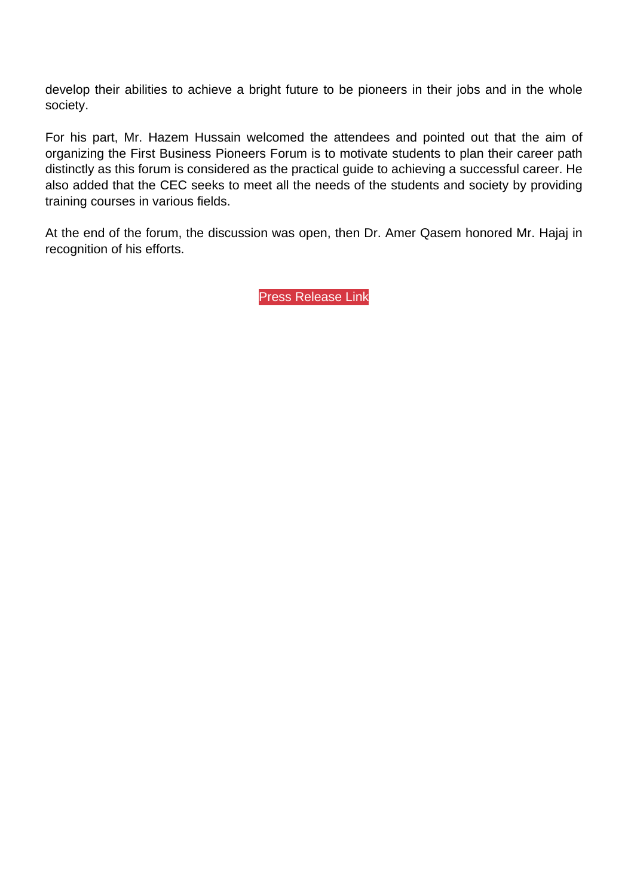develop their abilities to achieve a bright future to be pioneers in their jobs and in the whole society.

For his part, Mr. Hazem Hussain welcomed the attendees and pointed out that the aim of organizing the First Business Pioneers Forum is to motivate students to plan their career path distinctly as this forum is considered as the practical guide to achieving a successful career. He also added that the CEC seeks to meet all the needs of the students and society by providing training courses in various fields.

At the end of the forum, the discussion was open, then Dr. Amer Qasem honored Mr. Hajaj in recognition of his efforts.

Press Release Link